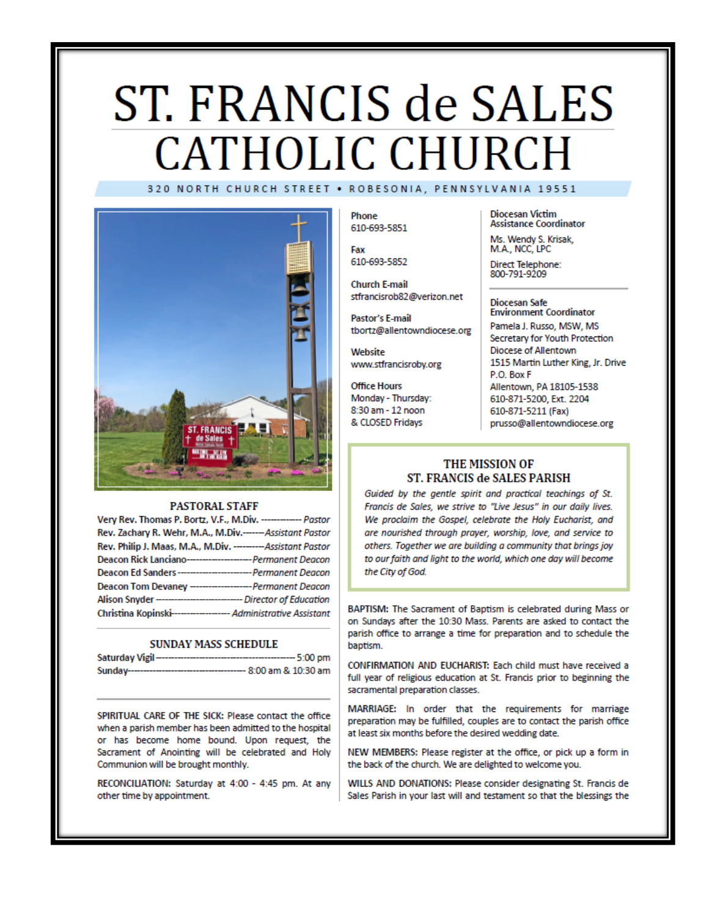# ST. FRANCIS de SALES CATHOLIC CHURCH

320 NORTH CHURCH STREET • ROBESONIA, PENNSYLVANIA 19551

## PASTORAL STAFF

Very Rev. Thomas P. Bortz, V.F., M.Div. ------------ *Pastor*
Rev. Zachary R. Wehr, M.A., M.Div.------*Assistant Pastor*
Rev. Philip J. Maas, M.A., M.Div. ---------*Assistant Pastor*
Deacon Rick Lanciano------------------*Permanent Deacon*
Deacon Ed Sanders---------------------*Permanent Deacon*
Deacon Tom Devaney ------------------*Permanent Deacon*
Alison Snyder ------------------------ *Director of Education*
Christina Kopinski---------------- *Administrative Assistant*

## SUNDAY MASS SCHEDULE

Saturday Vigil ------------------------------------------ 5:00 pm
Sunday---------------------------------- 8:00 am & 10:30 am

SPIRITUAL CARE OF THE SICK: Please contact the office when a parish member has been admitted to the hospital or has become home bound. Upon request, the Sacrament of Anointing will be celebrated and Holy Communion will be brought monthly.

RECONCILIATION: Saturday at 4:00 - 4:45 pm. At any other time by appointment.

**Phone**
610-693-5851

**Fax**
610-693-5852

**Church E-mail**
stfrancisrob82@verizon.net

**Pastor's E-mail**
tbortz@allentowndiocese.org

**Website**
www.stfrancisroby.org

**Office Hours**
Monday - Thursday:
8:30 am - 12 noon
& CLOSED Fridays

**Diocesan Victim Assistance Coordinator**
Ms. Wendy S. Krisak, M.A., NCC, LPC
Direct Telephone: 800-791-9209

**Diocesan Safe Environment Coordinator**
Pamela J. Russo, MSW, MS
Secretary for Youth Protection
Diocese of Allentown
1515 Martin Luther King, Jr. Drive
P.O. Box F
Allentown, PA 18105-1538
610-871-5200, Ext. 2204
610-871-5211 (Fax)
prusso@allentowndiocese.org

## THE MISSION OF ST. FRANCIS de SALES PARISH

*Guided by the gentle spirit and practical teachings of St. Francis de Sales, we strive to "Live Jesus" in our daily lives. We proclaim the Gospel, celebrate the Holy Eucharist, and are nourished through prayer, worship, love, and service to others. Together we are building a community that brings joy to our faith and light to the world, which one day will become the City of God.*

BAPTISM: The Sacrament of Baptism is celebrated during Mass or on Sundays after the 10:30 Mass. Parents are asked to contact the parish office to arrange a time for preparation and to schedule the baptism.

CONFIRMATION AND EUCHARIST: Each child must have received a full year of religious education at St. Francis prior to beginning the sacramental preparation classes.

MARRIAGE: In order that the requirements for marriage preparation may be fulfilled, couples are to contact the parish office at least six months before the desired wedding date.

NEW MEMBERS: Please register at the office, or pick up a form in the back of the church. We are delighted to welcome you.

WILLS AND DONATIONS: Please consider designating St. Francis de Sales Parish in your last will and testament so that the blessings the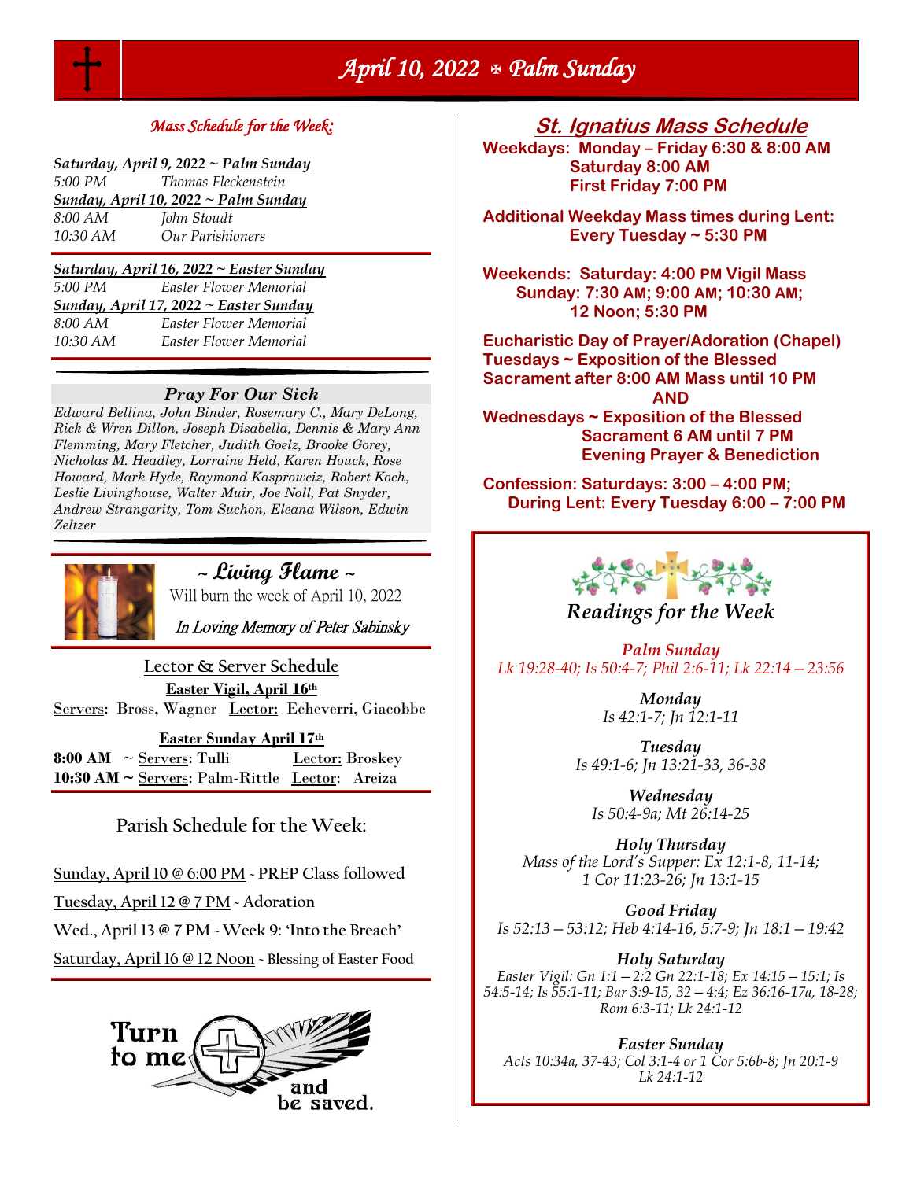// April 10, 2022 ✠ Palm Sunday

# April 10, 2022 ✠ Palm Sunday

## *Mass Schedule for the Week:*

***Saturday, April 9, 2022 ~ Palm Sunday***

| | |
|---|---|
| *5:00 PM* | *Thomas Fleckenstein* |

***Sunday, April 10, 2022 ~ Palm Sunday***

| | |
|---|---|
| *8:00 AM* | *John Stoudt* |
| *10:30 AM* | *Our Parishioners* |

***Saturday, April 16, 2022 ~ Easter Sunday***

| | |
|---|---|
| *5:00 PM* | *Easter Flower Memorial* |

***Sunday, April 17, 2022 ~ Easter Sunday***

| | |
|---|---|
| *8:00 AM* | *Easter Flower Memorial* |
| *10:30 AM* | *Easter Flower Memorial* |

### *Pray For Our Sick*

*Edward Bellina, John Binder, Rosemary C., Mary DeLong, Rick & Wren Dillon, Joseph Disabella, Dennis & Mary Ann Flemming, Mary Fletcher, Judith Goelz, Brooke Gorey, Nicholas M. Headley, Lorraine Held, Karen Houck, Rose Howard, Mark Hyde, Raymond Kasprowcicz, Robert Koch, Leslie Livinghouse, Walter Muir, Joe Noll, Pat Snyder, Andrew Strangarity, Tom Suchon, Eleana Wilson, Edwin Zeltzer*

### ~ Living Flame ~

Will burn the week of April 10, 2022

*In Loving Memory of Peter Sabinsky*

### Lector & Server Schedule

**Easter Vigil, April 16th**

Servers: Bross, Wagner  Lector: Echeverri, Giacobbe

**Easter Sunday April 17th**

**8:00 AM** ~ Servers: Tulli  Lector: Broskey

**10:30 AM** ~ Servers: Palm-Rittle  Lector: Areiza

### Parish Schedule for the Week:

Sunday, April 10 @ 6:00 PM - PREP Class followed

Tuesday, April 12 @ 7 PM - Adoration

Wed., April 13 @ 7 PM - Week 9: 'Into the Breach'

Saturday, April 16 @ 12 Noon - Blessing of Easter Food

Turn to me and be saved.

## St. Ignatius Mass Schedule

**Weekdays: Monday – Friday 6:30 & 8:00 AM**
**Saturday 8:00 AM**
**First Friday 7:00 PM**

**Additional Weekday Mass times during Lent:**
**Every Tuesday ~ 5:30 PM**

**Weekends: Saturday: 4:00 PM Vigil Mass**
**Sunday: 7:30 AM; 9:00 AM; 10:30 AM; 12 Noon; 5:30 PM**

**Eucharistic Day of Prayer/Adoration (Chapel)**
**Tuesdays ~ Exposition of the Blessed Sacrament after 8:00 AM Mass until 10 PM**
**AND**
**Wednesdays ~ Exposition of the Blessed Sacrament 6 AM until 7 PM**
**Evening Prayer & Benediction**

**Confession: Saturdays: 3:00 – 4:00 PM;**
**During Lent: Every Tuesday 6:00 – 7:00 PM**

### *Readings for the Week*

***Palm Sunday***
*Lk 19:28-40; Is 50:4-7; Phil 2:6-11; Lk 22:14 – 23:56*

***Monday***
*Is 42:1-7; Jn 12:1-11*

***Tuesday***
*Is 49:1-6; Jn 13:21-33, 36-38*

***Wednesday***
*Is 50:4-9a; Mt 26:14-25*

***Holy Thursday***
*Mass of the Lord's Supper: Ex 12:1-8, 11-14; 1 Cor 11:23-26; Jn 13:1-15*

***Good Friday***
*Is 52:13 – 53:12; Heb 4:14-16, 5:7-9; Jn 18:1 – 19:42*

***Holy Saturday***
*Easter Vigil: Gn 1:1 – 2:2 Gn 22:1-18; Ex 14:15 – 15:1; Is 54:5-14; Is 55:1-11; Bar 3:9-15, 32 – 4:4; Ez 36:16-17a, 18-28; Rom 6:3-11; Lk 24:1-12*

***Easter Sunday***
*Acts 10:34a, 37-43; Col 3:1-4 or 1 Cor 5:6b-8; Jn 20:1-9 Lk 24:1-12*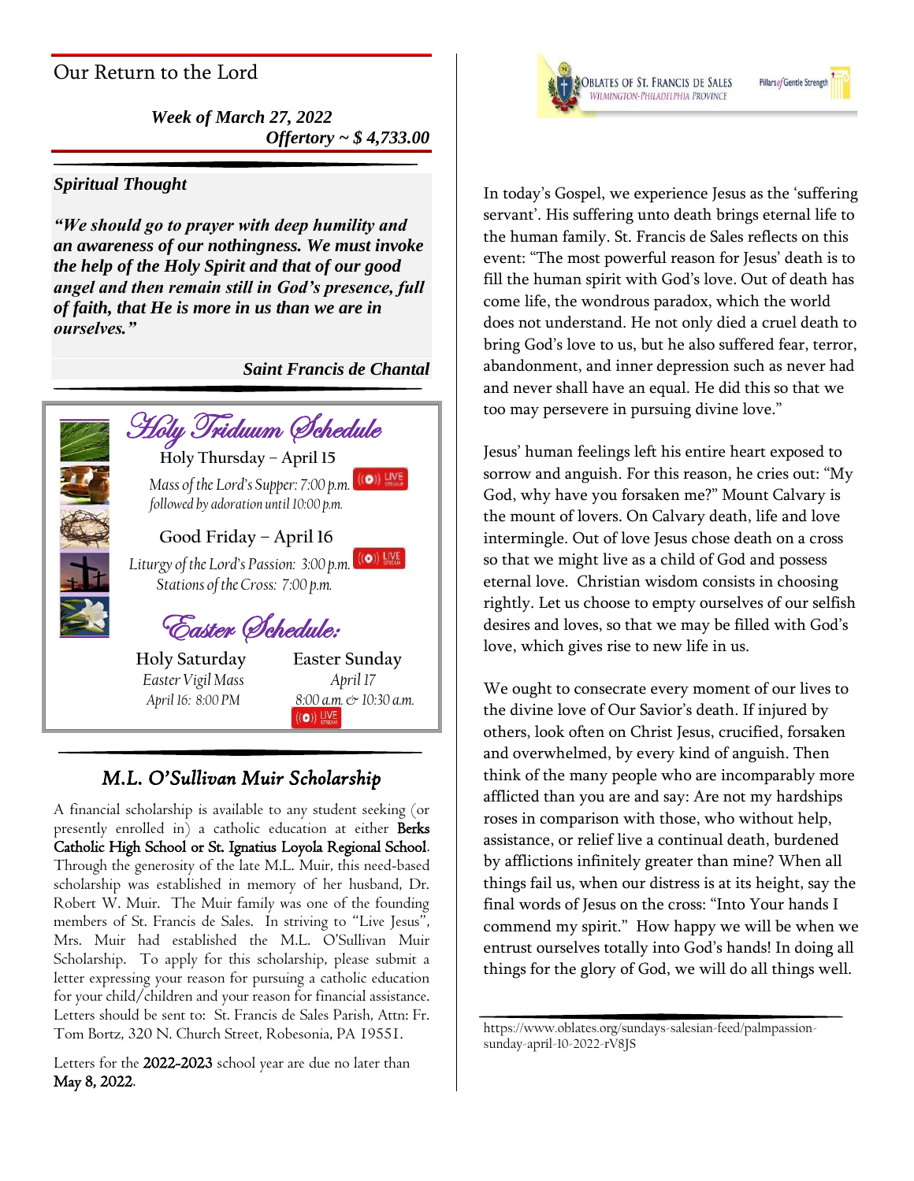## Our Return to the Lord

***Week of March 27, 2022***
***Offertory ~ $ 4,733.00***

***Spiritual Thought***

***"We should go to prayer with deep humility and an awareness of our nothingness. We must invoke the help of the Holy Spirit and that of our good angel and then remain still in God's presence, full of faith, that He is more in us than we are in ourselves."***

***Saint Francis de Chantal***

## Holy Triduum Schedule

**Holy Thursday – April 15**

*Mass of the Lord's Supper: 7:00 p.m.* LIVE STREAM
*followed by adoration until 10:00 p.m.*

**Good Friday – April 16**

*Liturgy of the Lord's Passion: 3:00 p.m.* LIVE STREAM
*Stations of the Cross: 7:00 p.m.*

## Easter Schedule:

**Holy Saturday**
*Easter Vigil Mass*
*April 16: 8:00 PM*

**Easter Sunday**
*April 17*
*8:00 a.m. & 10:30 a.m.* LIVE STREAM

## *M.L. O'Sullivan Muir Scholarship*

A financial scholarship is available to any student seeking (or presently enrolled in) a catholic education at either **Berks Catholic High School or St. Ignatius Loyola Regional School**. Through the generosity of the late M.L. Muir, this need-based scholarship was established in memory of her husband, Dr. Robert W. Muir. The Muir family was one of the founding members of St. Francis de Sales. In striving to "Live Jesus", Mrs. Muir had established the M.L. O'Sullivan Muir Scholarship. To apply for this scholarship, please submit a letter expressing your reason for pursuing a catholic education for your child/children and your reason for financial assistance. Letters should be sent to: St. Francis de Sales Parish, Attn: Fr. Tom Bortz, 320 N. Church Street, Robesonia, PA 19551.

Letters for the **2022-2023** school year are due no later than **May 8, 2022**.

OBLATES OF ST. FRANCIS DE SALES
WILMINGTON-PHILADELPHIA PROVINCE
Pillars of Gentle Strength

In today's Gospel, we experience Jesus as the 'suffering servant'. His suffering unto death brings eternal life to the human family. St. Francis de Sales reflects on this event: "The most powerful reason for Jesus' death is to fill the human spirit with God's love. Out of death has come life, the wondrous paradox, which the world does not understand. He not only died a cruel death to bring God's love to us, but he also suffered fear, terror, abandonment, and inner depression such as never had and never shall have an equal. He did this so that we too may persevere in pursuing divine love."

Jesus' human feelings left his entire heart exposed to sorrow and anguish. For this reason, he cries out: "My God, why have you forsaken me?" Mount Calvary is the mount of lovers. On Calvary death, life and love intermingle. Out of love Jesus chose death on a cross so that we might live as a child of God and possess eternal love. Christian wisdom consists in choosing rightly. Let us choose to empty ourselves of our selfish desires and loves, so that we may be filled with God's love, which gives rise to new life in us.

We ought to consecrate every moment of our lives to the divine love of Our Savior's death. If injured by others, look often on Christ Jesus, crucified, forsaken and overwhelmed, by every kind of anguish. Then think of the many people who are incomparably more afflicted than you are and say: Are not my hardships roses in comparison with those, who without help, assistance, or relief live a continual death, burdened by afflictions infinitely greater than mine? When all things fail us, when our distress is at its height, say the final words of Jesus on the cross: "Into Your hands I commend my spirit." How happy we will be when we entrust ourselves totally into God's hands! In doing all things for the glory of God, we will do all things well.

https://www.oblates.org/sundays-salesian-feed/palmpassion-sunday-april-10-2022-rV8JS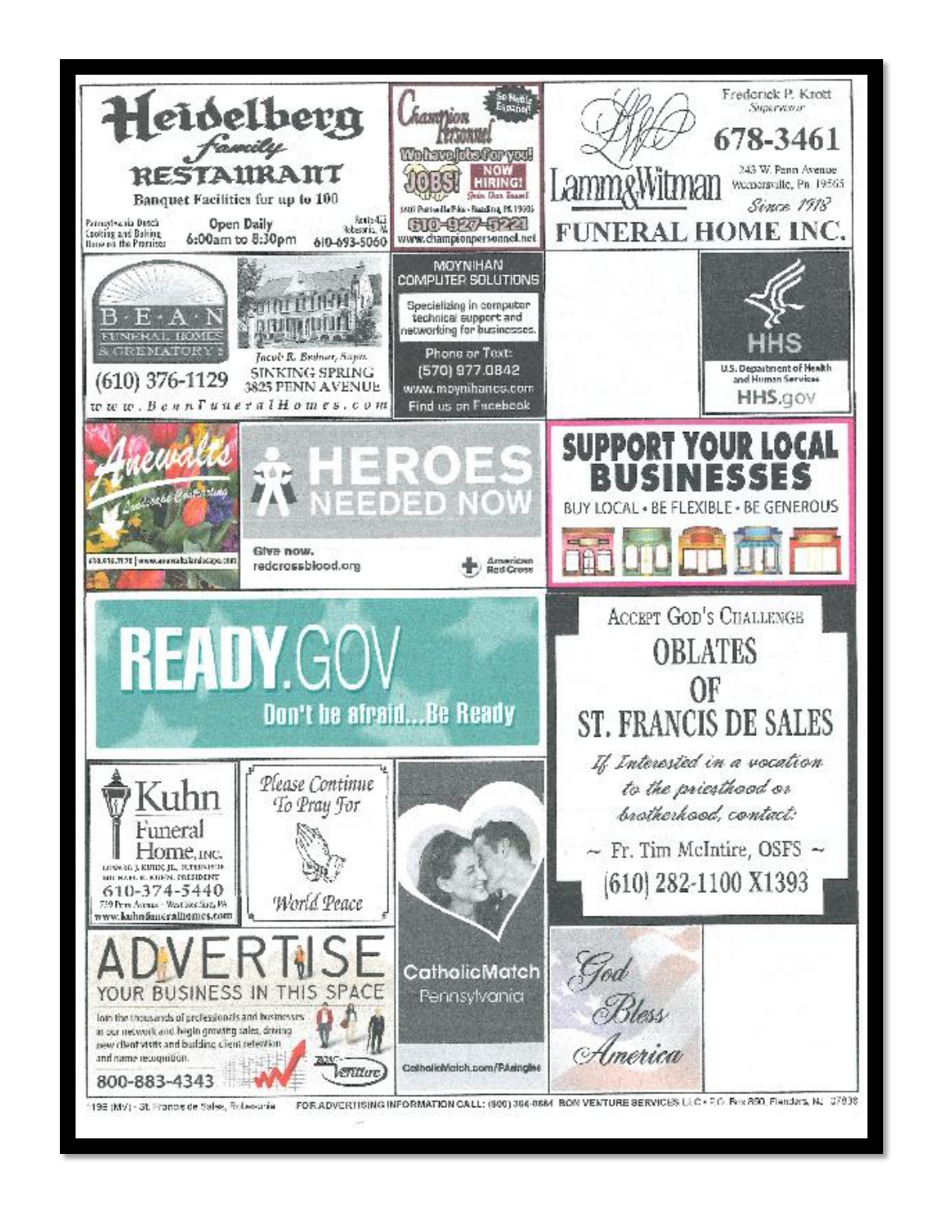# Heidelberg Family Restaurant

Banquet Facilities for up to 100

Pennsylvania Dutch Cooking and Baking Done on the Premises

Open Daily 6:00am to 8:30pm

Route 422 Robesonia, PA

610-693-5060

---

**Champion Personnel**

Se Habla Español!

We have jobs for you!

JOBS! NOW HIRING!

Join Our Team!

3601 Pottsville Pike • Reading, PA 19605

610-927-5221

www.championpersonnel.net

---

**Lamm & Witman FUNERAL HOME INC.**

Frederick P. Krott
Supervisor

678-3461

243 W. Penn Avenue
Wernersville, Pa. 19565

*Since 1918*

---

**BEAN FUNERAL HOMES & CREMATORY**

Jacob R. Brubaker, Supv.

SINKING SPRING
3825 PENN AVENUE

(610) 376-1129

www.BeanFuneralHomes.com

---

**MOYNIHAN COMPUTER SOLUTIONS**

Specializing in computer technical support and networking for businesses.

Phone or Text:
(570) 977.0842

www.moynihancs.com

Find us on Facebook

---

**HHS**

U.S. Department of Health and Human Services

HHS.gov

---

**Anewalts** Landscape Contracting

610.616.7070 | www.anewaltslandscape.com

---

**HEROES NEEDED NOW**

Give now.
redcrossblood.org

American Red Cross

---

**SUPPORT YOUR LOCAL BUSINESSES**

BUY LOCAL • BE FLEXIBLE • BE GENEROUS

---

**READY.GOV**

Don't be afraid...Be Ready

---

ACCEPT GOD'S CHALLENGE

**OBLATES OF ST. FRANCIS DE SALES**

*If Interested in a vocation to the priesthood or brotherhood, contact:*

~ Fr. Tim McIntire, OSFS ~

(610) 282-1100 X1393

---

**Kuhn Funeral Home, INC.**

EDWARD J. KUHN, JR., SUPERVISOR
MICHAEL K. KUHN, PRESIDENT

610-374-5440

719 Penn Avenue · West Reading, PA

www.kuhnfuneralhomes.com

---

*Please Continue To Pray For*

*World Peace*

---

**CatholicMatch** Pennsylvania

CatholicMatch.com/PAsingles

---

**ADVERTISE YOUR BUSINESS IN THIS SPACE**

Join the thousands of professionals and businesses in our network and begin growing sales, driving new client visits and building client retention and name recognition.

800-883-4343

Bon Venture

---

*God Bless America*

---

1195 (MV) - St. Francis de Sales, Robesonia     FOR ADVERTISING INFORMATION CALL: (800) 364-0884 BON VENTURE SERVICES LLC • P.O. Box 850, Flanders, NJ 07836